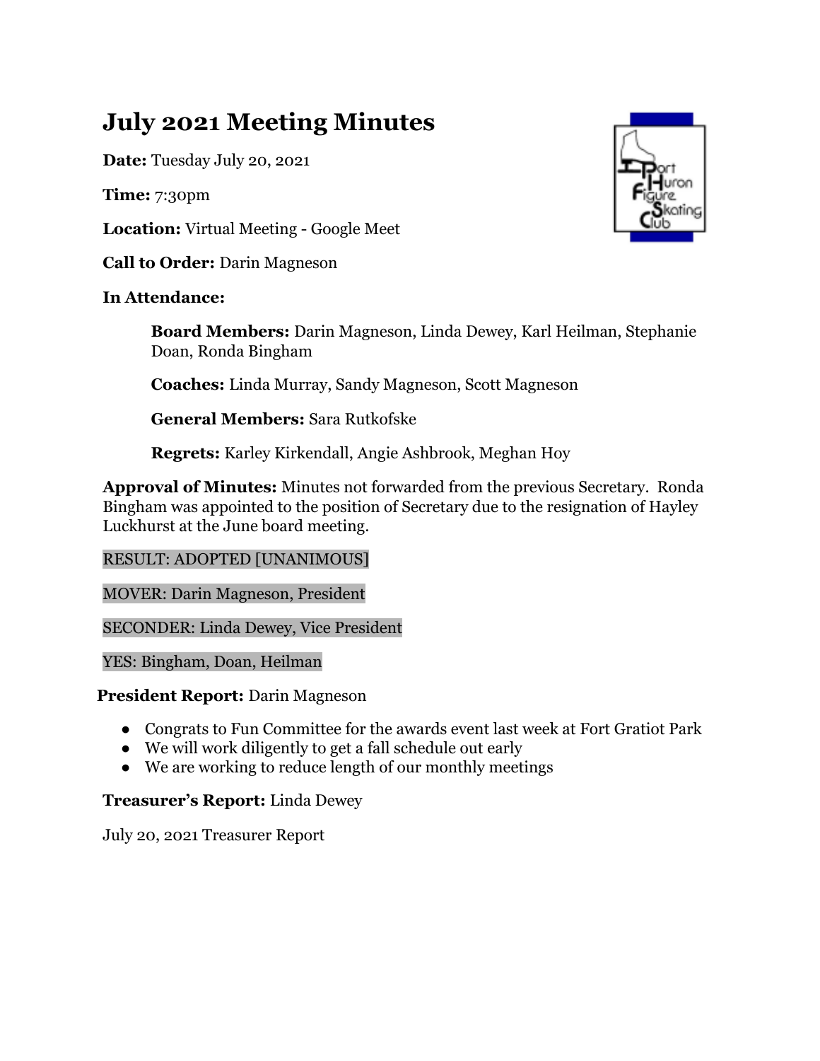# July 2021 Meeting Minutes

**Date:** Tuesday July 20, 2021

**Time:** 7:30pm

**Location:** Virtual Meeting - Google Meet

**Call to Order:** Darin Magneson

**In Attendance:**

> **Board Members:** Darin Magneson, Linda Dewey, Karl Heilman, Stephanie Doan, Ronda Bingham
>
> **Coaches:** Linda Murray, Sandy Magneson, Scott Magneson
>
> **General Members:** Sara Rutkofske
>
> **Regrets:** Karley Kirkendall, Angie Ashbrook, Meghan Hoy

**Approval of Minutes:** Minutes not forwarded from the previous Secretary. Ronda Bingham was appointed to the position of Secretary due to the resignation of Hayley Luckhurst at the June board meeting.

RESULT: ADOPTED [UNANIMOUS]

MOVER: Darin Magneson, President

SECONDER: Linda Dewey, Vice President

YES: Bingham, Doan, Heilman

**President Report:** Darin Magneson

- Congrats to Fun Committee for the awards event last week at Fort Gratiot Park
- We will work diligently to get a fall schedule out early
- We are working to reduce length of our monthly meetings

**Treasurer's Report:** Linda Dewey

July 20, 2021 Treasurer Report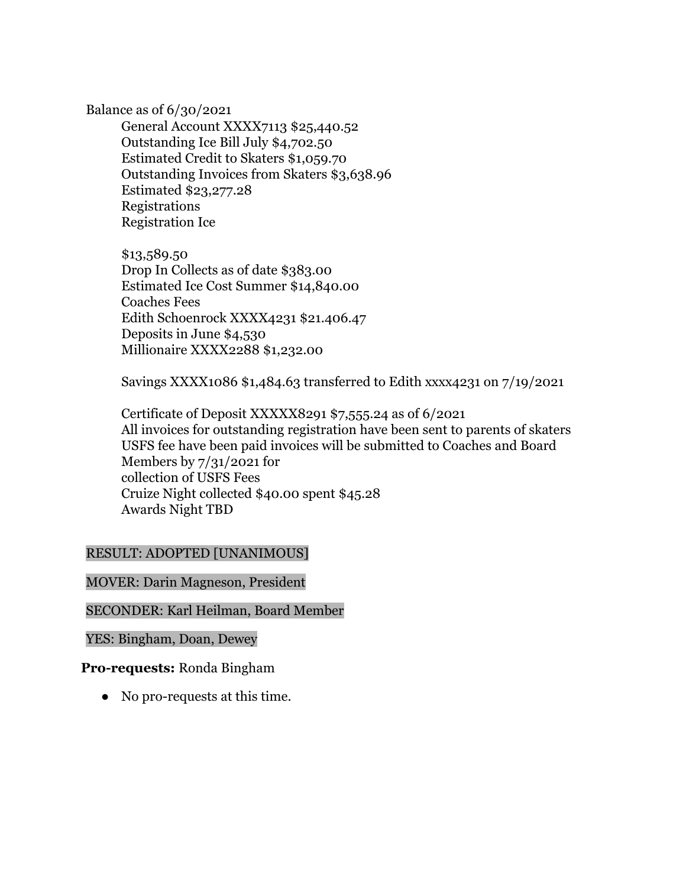Balance as of 6/30/2021

General Account XXXX7113 $25,440.52
Outstanding Ice Bill July $4,702.50
Estimated Credit to Skaters $1,059.70
Outstanding Invoices from Skaters $3,638.96
Estimated $23,277.28
Registrations
Registration Ice

$13,589.50
Drop In Collects as of date $383.00
Estimated Ice Cost Summer $14,840.00
Coaches Fees
Edith Schoenrock XXXX4231 $21.406.47
Deposits in June $4,530
Millionaire XXXX2288 $1,232.00

Savings XXXX1086 $1,484.63 transferred to Edith xxxx4231 on 7/19/2021

Certificate of Deposit XXXXX8291 $7,555.24 as of 6/2021
All invoices for outstanding registration have been sent to parents of skaters
USFS fee have been paid invoices will be submitted to Coaches and Board Members by 7/31/2021 for
collection of USFS Fees
Cruize Night collected $40.00 spent $45.28
Awards Night TBD

RESULT: ADOPTED [UNANIMOUS]

MOVER: Darin Magneson, President

SECONDER: Karl Heilman, Board Member

YES: Bingham, Doan, Dewey

**Pro-requests:** Ronda Bingham

- No pro-requests at this time.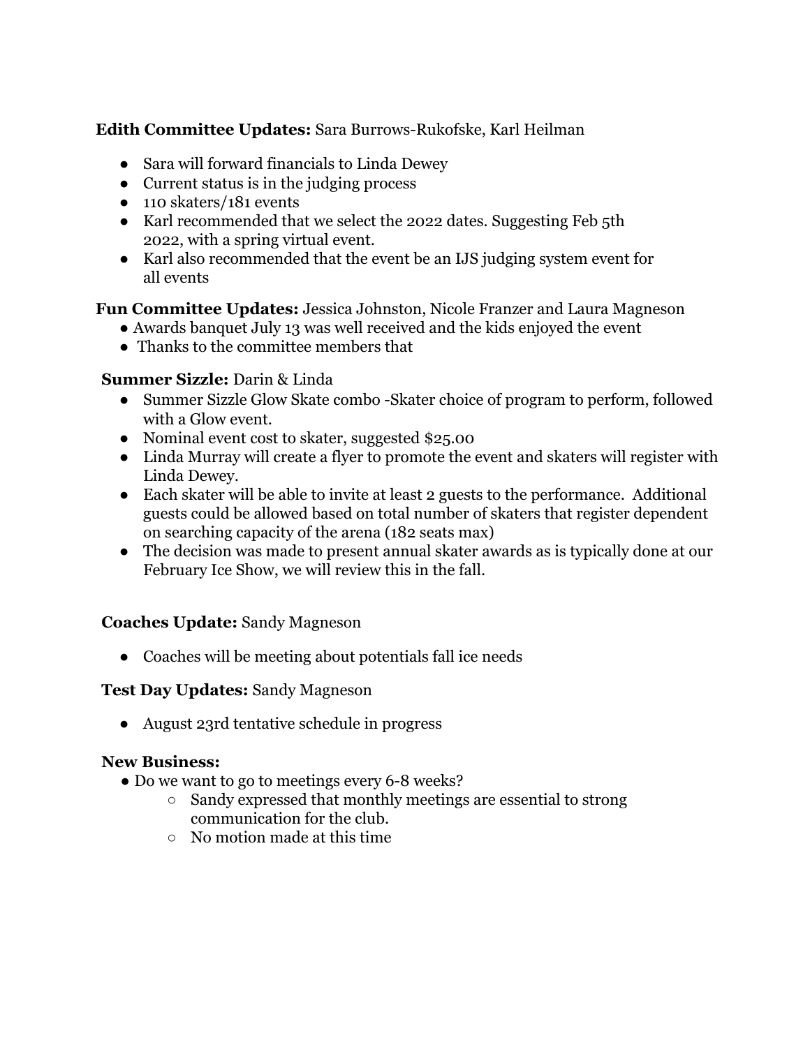**Edith Committee Updates:** Sara Burrows-Rukofske, Karl Heilman

- Sara will forward financials to Linda Dewey
- Current status is in the judging process
- 110 skaters/181 events
- Karl recommended that we select the 2022 dates. Suggesting Feb 5th 2022, with a spring virtual event.
- Karl also recommended that the event be an IJS judging system event for all events

**Fun Committee Updates:** Jessica Johnston, Nicole Franzer and Laura Magneson

- Awards banquet July 13 was well received and the kids enjoyed the event
- Thanks to the committee members that

**Summer Sizzle:** Darin & Linda

- Summer Sizzle Glow Skate combo -Skater choice of program to perform, followed with a Glow event.
- Nominal event cost to skater, suggested $25.00
- Linda Murray will create a flyer to promote the event and skaters will register with Linda Dewey.
- Each skater will be able to invite at least 2 guests to the performance. Additional guests could be allowed based on total number of skaters that register dependent on searching capacity of the arena (182 seats max)
- The decision was made to present annual skater awards as is typically done at our February Ice Show, we will review this in the fall.

**Coaches Update:** Sandy Magneson

- Coaches will be meeting about potentials fall ice needs

**Test Day Updates:** Sandy Magneson

- August 23rd tentative schedule in progress

**New Business:**

- Do we want to go to meetings every 6-8 weeks?
  - Sandy expressed that monthly meetings are essential to strong communication for the club.
  - No motion made at this time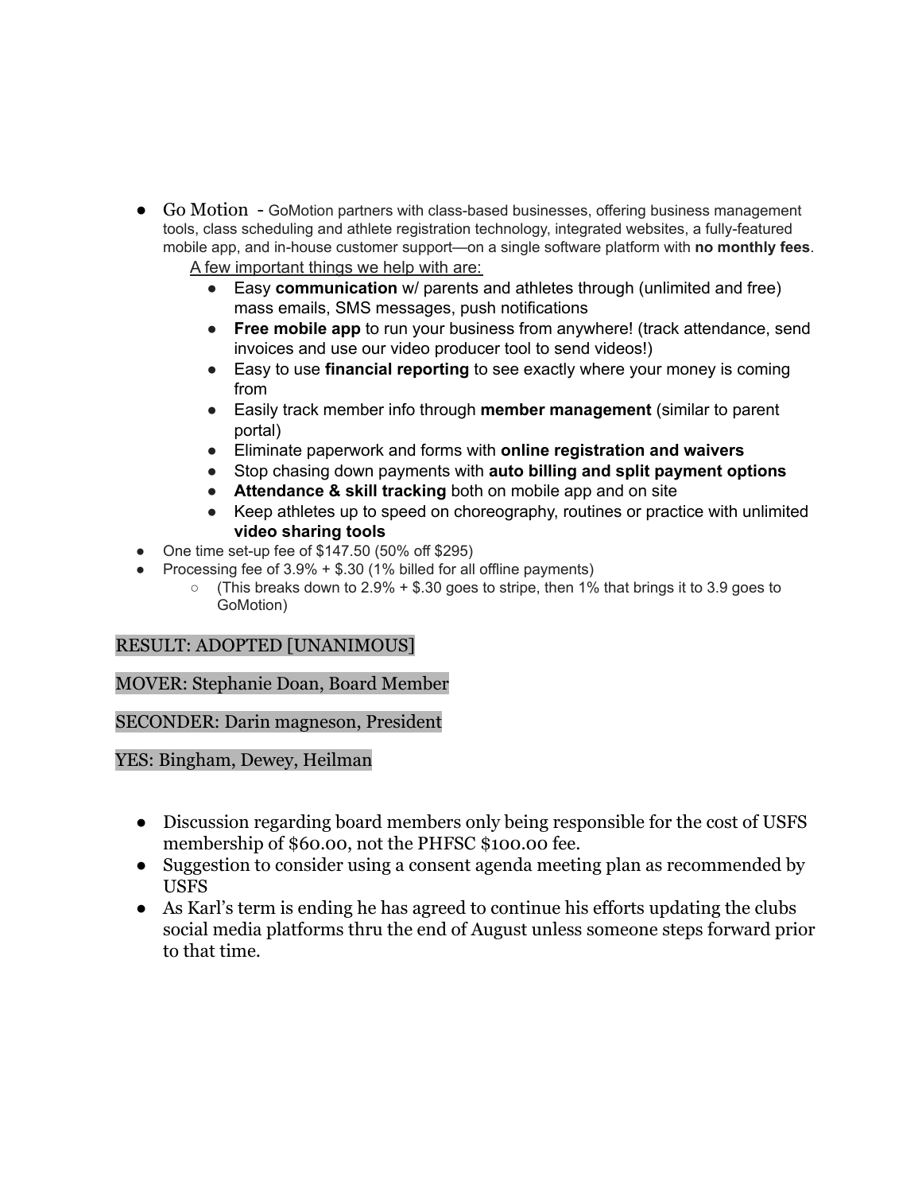- Go Motion - GoMotion partners with class-based businesses, offering business management tools, class scheduling and athlete registration technology, integrated websites, a fully-featured mobile app, and in-house customer support—on a single software platform with **no monthly fees**.

  A few important things we help with are:

  - Easy **communication** w/ parents and athletes through (unlimited and free) mass emails, SMS messages, push notifications
  - **Free mobile app** to run your business from anywhere! (track attendance, send invoices and use our video producer tool to send videos!)
  - Easy to use **financial reporting** to see exactly where your money is coming from
  - Easily track member info through **member management** (similar to parent portal)
  - Eliminate paperwork and forms with **online registration and waivers**
  - Stop chasing down payments with **auto billing and split payment options**
  - **Attendance & skill tracking** both on mobile app and on site
  - Keep athletes up to speed on choreography, routines or practice with unlimited **video sharing tools**
- One time set-up fee of $147.50 (50% off $295)
- Processing fee of 3.9% + $.30 (1% billed for all offline payments)
  - (This breaks down to 2.9% + $.30 goes to stripe, then 1% that brings it to 3.9 goes to GoMotion)

RESULT: ADOPTED [UNANIMOUS]

MOVER: Stephanie Doan, Board Member

SECONDER: Darin magneson, President

YES: Bingham, Dewey, Heilman

- Discussion regarding board members only being responsible for the cost of USFS membership of $60.00, not the PHFSC $100.00 fee.
- Suggestion to consider using a consent agenda meeting plan as recommended by USFS
- As Karl's term is ending he has agreed to continue his efforts updating the clubs social media platforms thru the end of August unless someone steps forward prior to that time.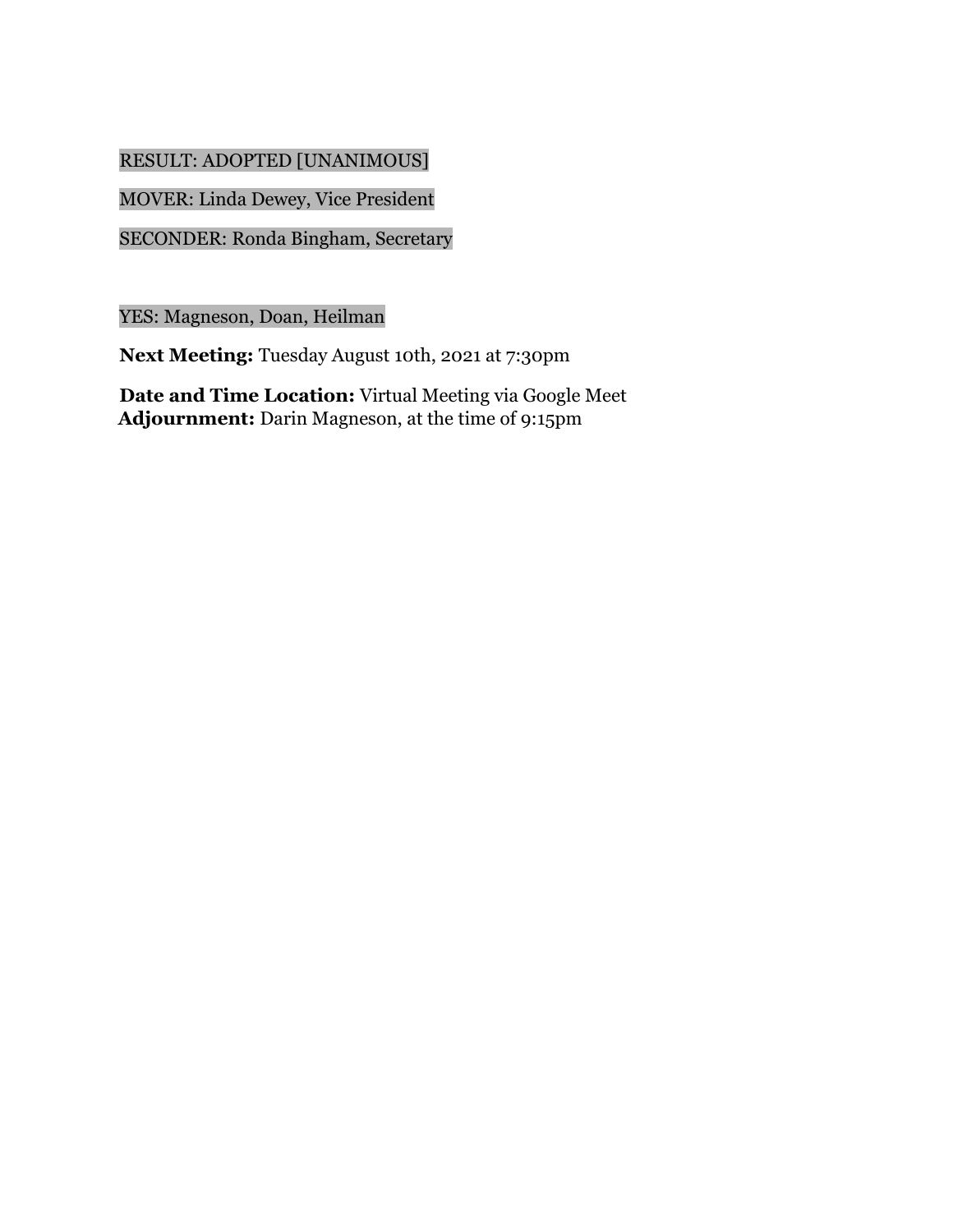RESULT: ADOPTED [UNANIMOUS]

MOVER: Linda Dewey, Vice President

SECONDER: Ronda Bingham, Secretary

YES: Magneson, Doan, Heilman

**Next Meeting:** Tuesday August 10th, 2021 at 7:30pm

**Date and Time Location:** Virtual Meeting via Google Meet
**Adjournment:** Darin Magneson, at the time of 9:15pm